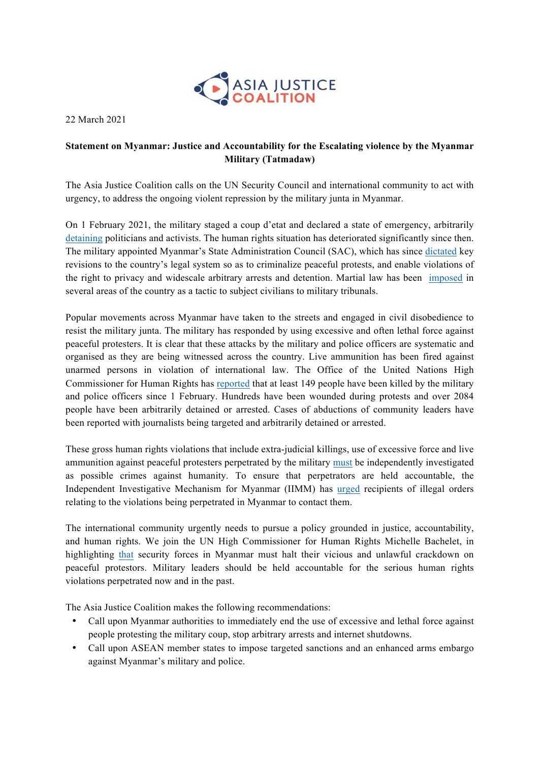ASIA JUSTICE COALITION

22 March 2021

**Statement on Myanmar: Justice and Accountability for the Escalating violence by the Myanmar Military (Tatmadaw)**

The Asia Justice Coalition calls on the UN Security Council and international community to act with urgency, to address the ongoing violent repression by the military junta in Myanmar.

On 1 February 2021, the military staged a coup d'etat and declared a state of emergency, arbitrarily detaining politicians and activists. The human rights situation has deteriorated significantly since then. The military appointed Myanmar's State Administration Council (SAC), which has since dictated key revisions to the country's legal system so as to criminalize peaceful protests, and enable violations of the right to privacy and widescale arbitrary arrests and detention. Martial law has been imposed in several areas of the country as a tactic to subject civilians to military tribunals.

Popular movements across Myanmar have taken to the streets and engaged in civil disobedience to resist the military junta. The military has responded by using excessive and often lethal force against peaceful protesters. It is clear that these attacks by the military and police officers are systematic and organised as they are being witnessed across the country. Live ammunition has been fired against unarmed persons in violation of international law. The Office of the United Nations High Commissioner for Human Rights has reported that at least 149 people have been killed by the military and police officers since 1 February. Hundreds have been wounded during protests and over 2084 people have been arbitrarily detained or arrested. Cases of abductions of community leaders have been reported with journalists being targeted and arbitrarily detained or arrested.

These gross human rights violations that include extra-judicial killings, use of excessive force and live ammunition against peaceful protesters perpetrated by the military must be independently investigated as possible crimes against humanity. To ensure that perpetrators are held accountable, the Independent Investigative Mechanism for Myanmar (IIMM) has urged recipients of illegal orders relating to the violations being perpetrated in Myanmar to contact them.

The international community urgently needs to pursue a policy grounded in justice, accountability, and human rights. We join the UN High Commissioner for Human Rights Michelle Bachelet, in highlighting that security forces in Myanmar must halt their vicious and unlawful crackdown on peaceful protestors. Military leaders should be held accountable for the serious human rights violations perpetrated now and in the past.

The Asia Justice Coalition makes the following recommendations:

- Call upon Myanmar authorities to immediately end the use of excessive and lethal force against people protesting the military coup, stop arbitrary arrests and internet shutdowns.
- Call upon ASEAN member states to impose targeted sanctions and an enhanced arms embargo against Myanmar's military and police.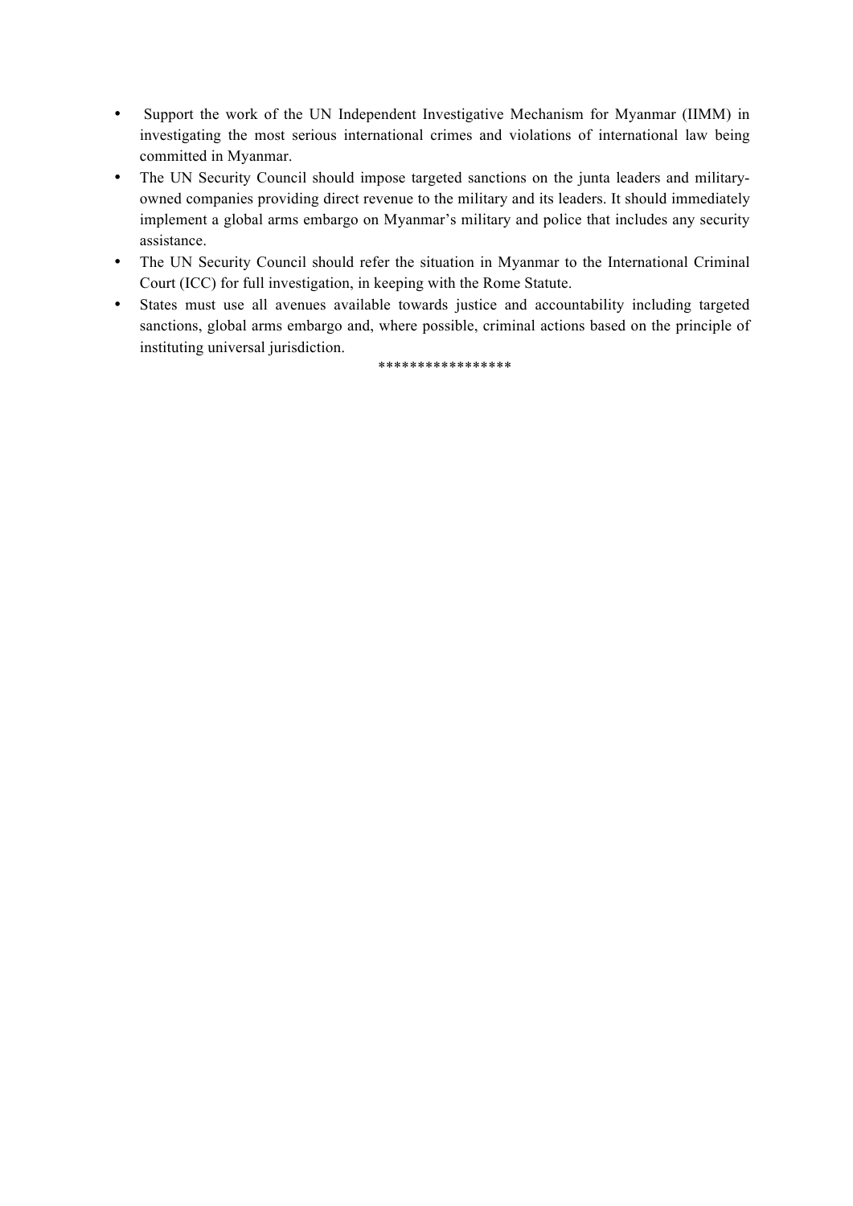- Support the work of the UN Independent Investigative Mechanism for Myanmar (IIMM) in investigating the most serious international crimes and violations of international law being committed in Myanmar.
- The UN Security Council should impose targeted sanctions on the junta leaders and military-owned companies providing direct revenue to the military and its leaders. It should immediately implement a global arms embargo on Myanmar's military and police that includes any security assistance.
- The UN Security Council should refer the situation in Myanmar to the International Criminal Court (ICC) for full investigation, in keeping with the Rome Statute.
- States must use all avenues available towards justice and accountability including targeted sanctions, global arms embargo and, where possible, criminal actions based on the principle of instituting universal jurisdiction.

*****************